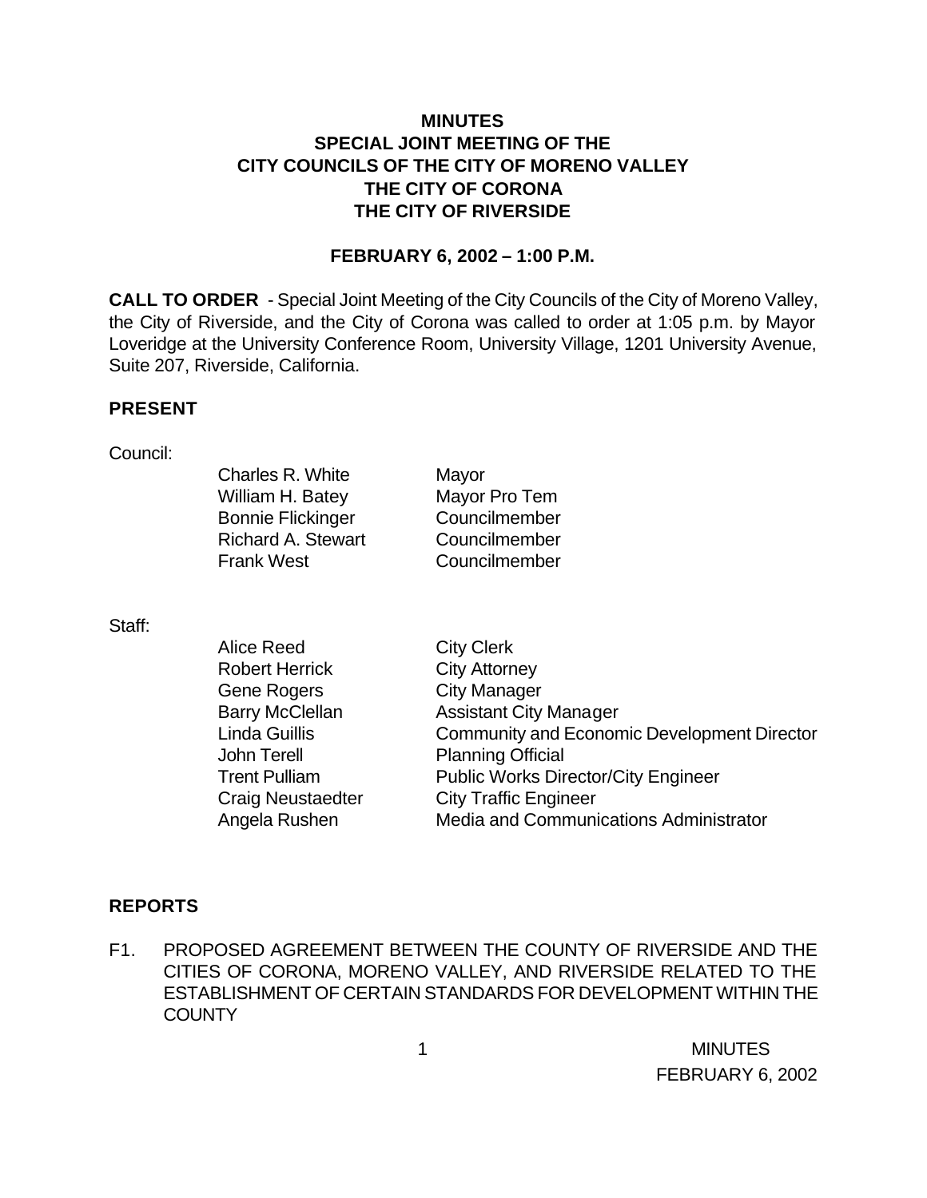# MINUTES
## SPECIAL JOINT MEETING OF THE CITY COUNCILS OF THE CITY OF MORENO VALLEY THE CITY OF CORONA THE CITY OF RIVERSIDE

### FEBRUARY 6, 2002 – 1:00 P.M.

**CALL TO ORDER** - Special Joint Meeting of the City Councils of the City of Moreno Valley, the City of Riverside, and the City of Corona was called to order at 1:05 p.m. by Mayor Loveridge at the University Conference Room, University Village, 1201 University Avenue, Suite 207, Riverside, California.

**PRESENT**

Council:

| | |
|---|---|
| Charles R. White | Mayor |
| William H. Batey | Mayor Pro Tem |
| Bonnie Flickinger | Councilmember |
| Richard A. Stewart | Councilmember |
| Frank West | Councilmember |

Staff:

| | |
|---|---|
| Alice Reed | City Clerk |
| Robert Herrick | City Attorney |
| Gene Rogers | City Manager |
| Barry McClellan | Assistant City Manager |
| Linda Guillis | Community and Economic Development Director |
| John Terell | Planning Official |
| Trent Pulliam | Public Works Director/City Engineer |
| Craig Neustaedter | City Traffic Engineer |
| Angela Rushen | Media and Communications Administrator |

**REPORTS**

F1. PROPOSED AGREEMENT BETWEEN THE COUNTY OF RIVERSIDE AND THE CITIES OF CORONA, MORENO VALLEY, AND RIVERSIDE RELATED TO THE ESTABLISHMENT OF CERTAIN STANDARDS FOR DEVELOPMENT WITHIN THE COUNTY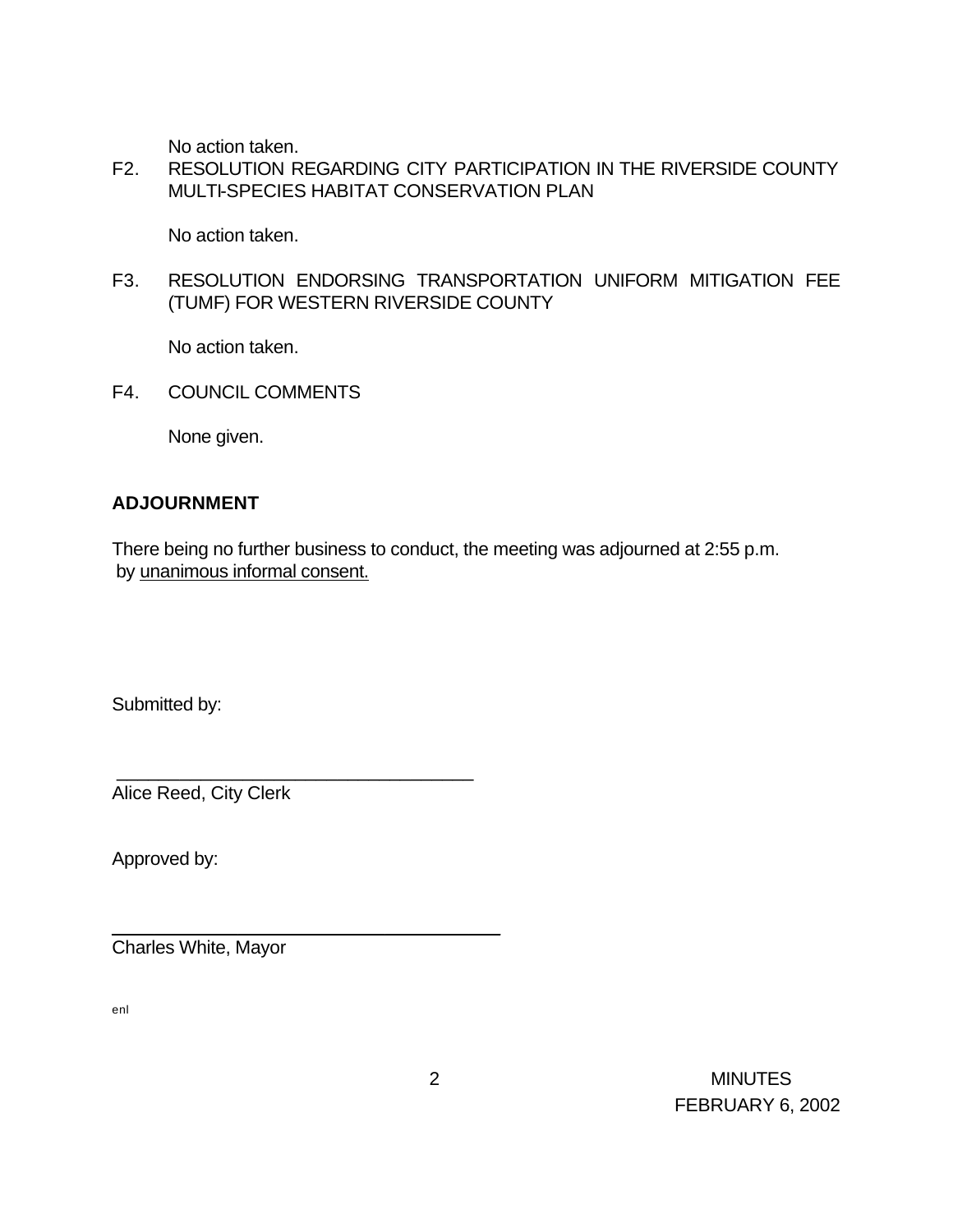No action taken.

F2. RESOLUTION REGARDING CITY PARTICIPATION IN THE RIVERSIDE COUNTY MULTI-SPECIES HABITAT CONSERVATION PLAN

No action taken.

F3. RESOLUTION ENDORSING TRANSPORTATION UNIFORM MITIGATION FEE (TUMF) FOR WESTERN RIVERSIDE COUNTY

No action taken.

F4. COUNCIL COMMENTS

None given.

**ADJOURNMENT**

There being no further business to conduct, the meeting was adjourned at 2:55 p.m. by unanimous informal consent.

Submitted by:

\_\_\_\_\_\_\_\_\_\_\_\_\_\_\_\_\_\_\_\_\_\_\_\_\_\_\_\_\_\_\_\_\_\_\_\_
Alice Reed, City Clerk

Approved by:

\_\_\_\_\_\_\_\_\_\_\_\_\_\_\_\_\_\_\_\_\_\_\_\_\_\_\_\_\_\_\_\_\_\_\_\_
Charles White, Mayor

enl